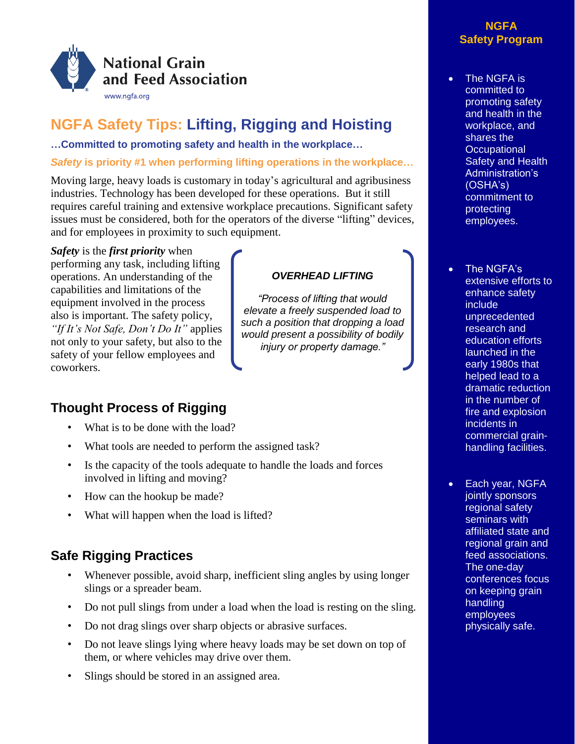National Grain and Feed Association
www.ngfa.org

# NGFA Safety Tips: Lifting, Rigging and Hoisting

**…Committed to promoting safety and health in the workplace…**

***Safety*** **is priority #1 when performing lifting operations in the workplace…**

Moving large, heavy loads is customary in today's agricultural and agribusiness industries. Technology has been developed for these operations. But it still requires careful training and extensive workplace precautions. Significant safety issues must be considered, both for the operators of the diverse "lifting" devices, and for employees in proximity to such equipment.

***Safety*** is the ***first priority*** when performing any task, including lifting operations. An understanding of the capabilities and limitations of the equipment involved in the process also is important. The safety policy, *"If It's Not Safe, Don't Do It"* applies not only to your safety, but also to the safety of your fellow employees and coworkers.

> ***OVERHEAD LIFTING***
>
> *"Process of lifting that would elevate a freely suspended load to such a position that dropping a load would present a possibility of bodily injury or property damage."*

## Thought Process of Rigging

- What is to be done with the load?
- What tools are needed to perform the assigned task?
- Is the capacity of the tools adequate to handle the loads and forces involved in lifting and moving?
- How can the hookup be made?
- What will happen when the load is lifted?

## Safe Rigging Practices

- Whenever possible, avoid sharp, inefficient sling angles by using longer slings or a spreader beam.
- Do not pull slings from under a load when the load is resting on the sling.
- Do not drag slings over sharp objects or abrasive surfaces.
- Do not leave slings lying where heavy loads may be set down on top of them, or where vehicles may drive over them.
- Slings should be stored in an assigned area.

## NGFA Safety Program

- The NGFA is committed to promoting safety and health in the workplace, and shares the Occupational Safety and Health Administration's (OSHA's) commitment to protecting employees.
- The NGFA's extensive efforts to enhance safety include unprecedented research and education efforts launched in the early 1980s that helped lead to a dramatic reduction in the number of fire and explosion incidents in commercial grain-handling facilities.
- Each year, NGFA jointly sponsors regional safety seminars with affiliated state and regional grain and feed associations. The one-day conferences focus on keeping grain handling employees physically safe.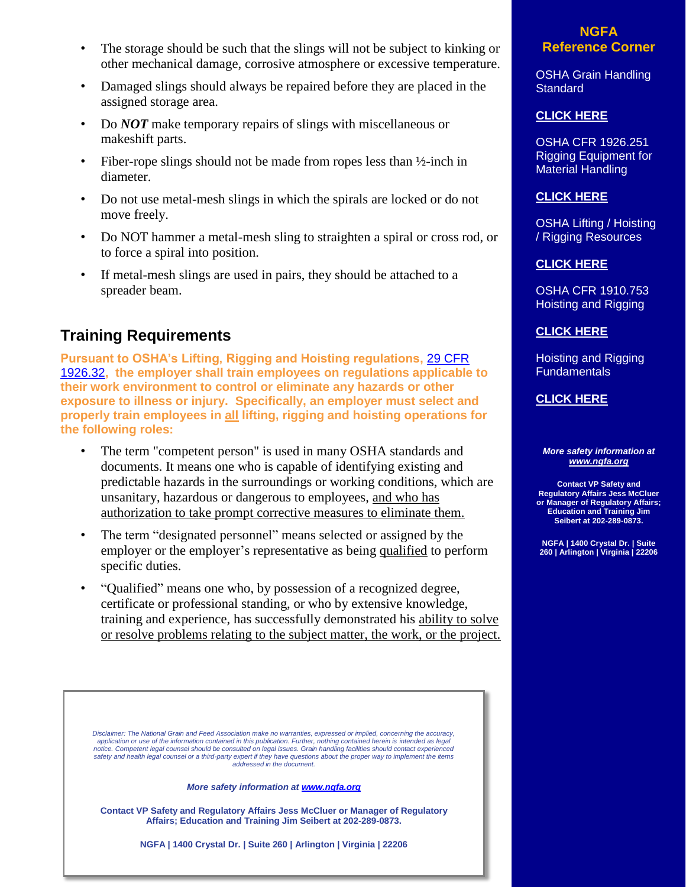- The storage should be such that the slings will not be subject to kinking or other mechanical damage, corrosive atmosphere or excessive temperature.
- Damaged slings should always be repaired before they are placed in the assigned storage area.
- Do ***NOT*** make temporary repairs of slings with miscellaneous or makeshift parts.
- Fiber-rope slings should not be made from ropes less than ½-inch in diameter.
- Do not use metal-mesh slings in which the spirals are locked or do not move freely.
- Do NOT hammer a metal-mesh sling to straighten a spiral or cross rod, or to force a spiral into position.
- If metal-mesh slings are used in pairs, they should be attached to a spreader beam.

## Training Requirements

**Pursuant to OSHA's Lifting, Rigging and Hoisting regulations, 29 CFR 1926.32, the employer shall train employees on regulations applicable to their work environment to control or eliminate any hazards or other exposure to illness or injury. Specifically, an employer must select and properly train employees in all lifting, rigging and hoisting operations for the following roles:**

- The term "competent person" is used in many OSHA standards and documents. It means one who is capable of identifying existing and predictable hazards in the surroundings or working conditions, which are unsanitary, hazardous or dangerous to employees, and who has authorization to take prompt corrective measures to eliminate them.
- The term "designated personnel" means selected or assigned by the employer or the employer's representative as being qualified to perform specific duties.
- "Qualified" means one who, by possession of a recognized degree, certificate or professional standing, or who by extensive knowledge, training and experience, has successfully demonstrated his ability to solve or resolve problems relating to the subject matter, the work, or the project.

*Disclaimer: The National Grain and Feed Association make no warranties, expressed or implied, concerning the accuracy, application or use of the information contained in this publication. Further, nothing contained herein is intended as legal notice. Competent legal counsel should be consulted on legal issues. Grain handling facilities should contact experienced safety and health legal counsel or a third-party expert if they have questions about the proper way to implement the items addressed in the document.*

***More safety information at www.ngfa.org***

**Contact VP Safety and Regulatory Affairs Jess McCluer or Manager of Regulatory Affairs; Education and Training Jim Seibert at 202-289-0873.**

**NGFA | 1400 Crystal Dr. | Suite 260 | Arlington | Virginia | 22206**

## NGFA Reference Corner

OSHA Grain Handling Standard

**CLICK HERE**

OSHA CFR 1926.251 Rigging Equipment for Material Handling

**CLICK HERE**

OSHA Lifting / Hoisting / Rigging Resources

**CLICK HERE**

OSHA CFR 1910.753 Hoisting and Rigging

**CLICK HERE**

Hoisting and Rigging Fundamentals

**CLICK HERE**

***More safety information at www.ngfa.org***

**Contact VP Safety and Regulatory Affairs Jess McCluer or Manager of Regulatory Affairs; Education and Training Jim Seibert at 202-289-0873.**

**NGFA | 1400 Crystal Dr. | Suite 260 | Arlington | Virginia | 22206**